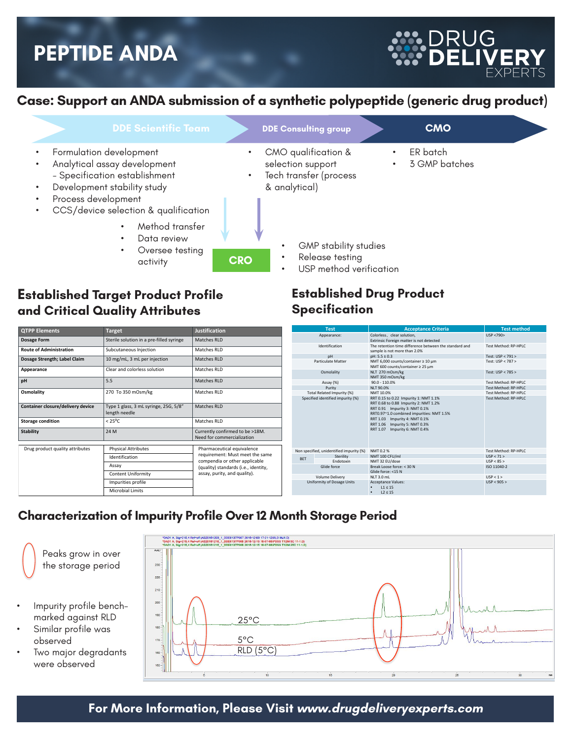# PEPTIDE ANDA

DRUG DELIVERY EXPERTS

## Case: Support an ANDA submission of a synthetic polypeptide (generic drug product)

**DDE Scientific Team**

- Formulation development
- Analytical assay development
  - Specification establishment
- Development stability study
- Process development
- CCS/device selection & qualification

**DDE Consulting group**

- CMO qualification & selection support
- Tech transfer (process & analytical)

**CMO**

- ER batch
- 3 GMP batches

**CRO**

- Method transfer
- Data review
- Oversee testing activity

- GMP stability studies
- Release testing
- USP method verification

## Established Target Product Profile and Critical Quality Attributes

| QTPP Elements | Target | Justification |
| --- | --- | --- |
| Dosage Form | Sterile solution in a pre-filled syringe | Matches RLD |
| Route of Administration | Subcutaneous Injection | Matches RLD |
| Dosage Strength; Label Claim | 10 mg/mL, 3 mL per injection | Matches RLD |
| Appearance | Clear and colorless solution | Matches RLD |
| pH | 5.5 | Matches RLD |
| Osmolality | 270 To 350 mOsm/kg | Matches RLD |
| Container closure/delivery device | Type 1 glass, 3 mL syringe, 25G, 5/8" length needle | Matches RLD |
| Storage condition | < 25°C | Matches RLD |
| Stability | 24 M | Currently confirmed to be >18M. Need for commercialization |

| Drug product quality attributes | Attribute | Justification |
| --- | --- | --- |
| Drug product quality attributes | Physical Attributes | Pharmaceutical equivalence requirement: Must meet the same compendia or other applicable (quality) standards (i.e., identity, assay, purity, and quality). |
| | Identification | |
| | Assay | |
| | Content Uniformity | |
| | Impurities profile | |
| | Microbial Limits | |

## Established Drug Product Specification

| Test | | Acceptance Criteria | Test method |
| --- | --- | --- | --- |
| Appearance: | | Colorless, clear solution, Extrinsic Foreign matter is not detected | USP <790> |
| Identification | | The retention time difference between the standard and sample is not more than 2.0% | Test Method: RP-HPLC |
| pH | | pH: 5.5 ± 0.3 | Test: USP < 791 > |
| Particulate Matter | | NMT 6,000 counts/container ≥ 10 µm<br>NMT 600 counts/container ≥ 25 µm | Test: USP < 787 > |
| Osmolality | | NLT 270 mOsm/kg<br>NMT 350 mOsm/kg | Test: USP < 785 > |
| Assay (%) | | 90.0 - 110.0% | Test Method: RP-HPLC |
| Purity | | NLT 90.0% | Test Method: RP-HPLC |
| Total Related Impurity (%) | | NMT 10.0% | Test Method: RP-HPLC |
| Specified identified impurity (%) | | RRT 0.15 to 0.22 Impurity 1: NMT 1.1%<br>RRT 0.68 to 0.88 Impurity 2: NMT 1.2%<br>RRT 0.91 Impurity 3: NMT 0.1%<br>RRT0.97~1.0 combined impurities: NMT 1.5%<br>RRT 1.03 Impurity 4: NMT 0.1%<br>RRT 1.06 Impurity 5: NMT 0.3%<br>RRT 1.07 Impurity 6: NMT 0.4% | Test Method: RP-HPLC |
| Non specified, unidentified impurity (%) | | NMT 0.2 % | Test Method: RP-HPLC |
| BET | Sterility | NMT 100 CFU/ml | USP < 71 > |
| | Endotoxin | NMT 32 EU/dose | USP < 85 > |
| Glide force | | Break Loose force: < 30 N<br>Glide force: <15 N | ISO 11040-2 |
| Volume Delivery | | NLT 3.0 mL | USP < 1 > |
| Uniformity of Dosage Units | | Acceptance Values:<br>• L1 ≤ 15<br>• L2 ≤ 15 | USP < 905 > |

## Characterization of Impurity Profile Over 12 Month Storage Period

Peaks grow in over the storage period

- Impurity profile bench-marked against RLD
- Similar profile was observed
- Two major degradants were observed

25°C

5°C

RLD (5°C)

## For More Information, Please Visit *www.drugdeliveryexperts.com*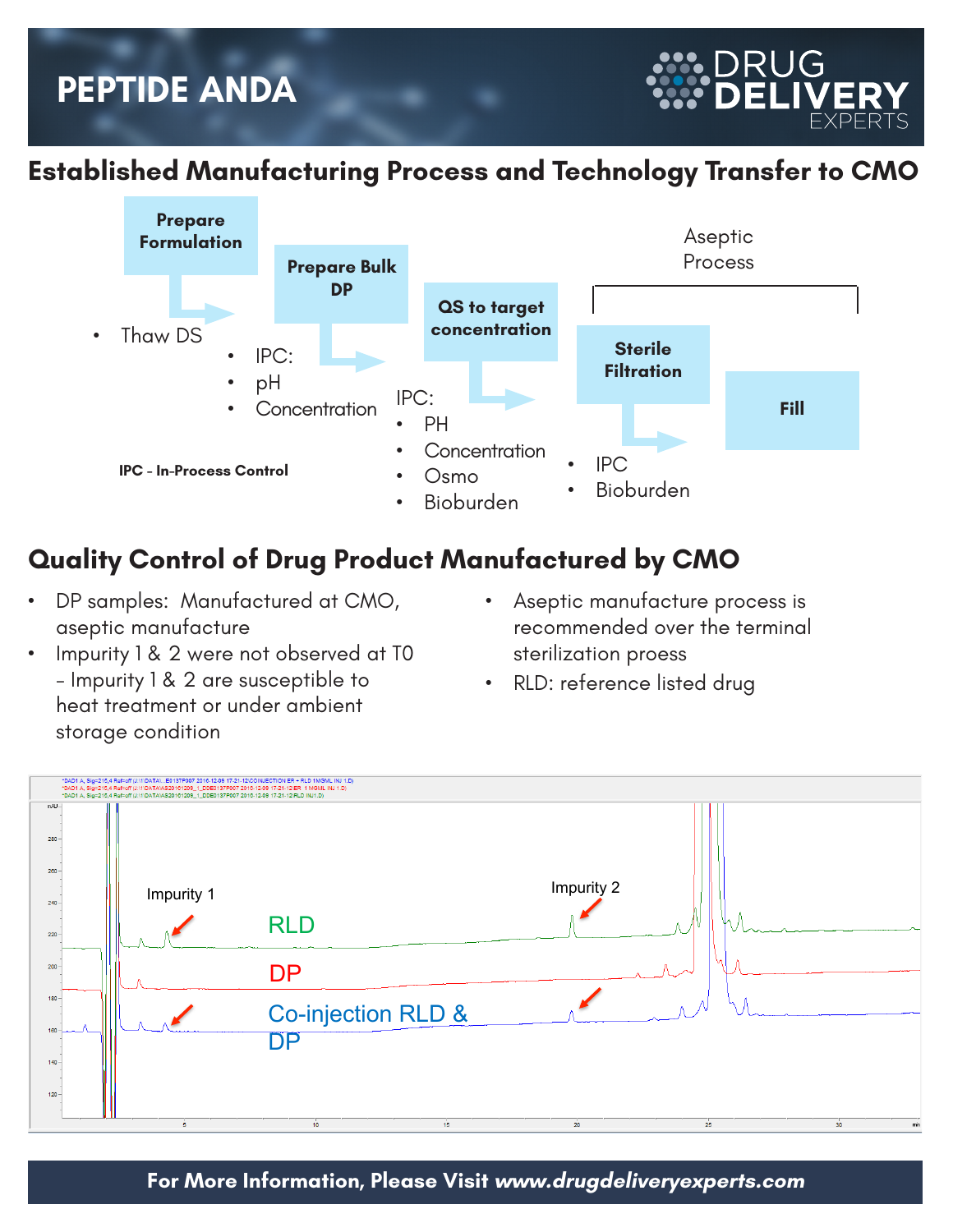# PEPTIDE ANDA

DRUG DELIVERY EXPERTS

## Established Manufacturing Process and Technology Transfer to CMO

**Prepare Formulation**

- Thaw DS

**Prepare Bulk DP**

- IPC:
- pH
- Concentration

**QS to target concentration**

IPC:

- PH
- Concentration
- Osmo
- Bioburden

Aseptic Process

**Sterile Filtration**

- IPC
- Bioburden

**Fill**

**IPC - In-Process Control**

## Quality Control of Drug Product Manufactured by CMO

- DP samples: Manufactured at CMO, aseptic manufacture
- Impurity 1 & 2 were not observed at T0 – Impurity 1 & 2 are susceptible to heat treatment or under ambient storage condition
- Aseptic manufacture process is recommended over the terminal sterilization proess
- RLD: reference listed drug

Impurity 1

Impurity 2

RLD

DP

Co-injection RLD & DP

**For More Information, Please Visit *www.drugdeliveryexperts.com***